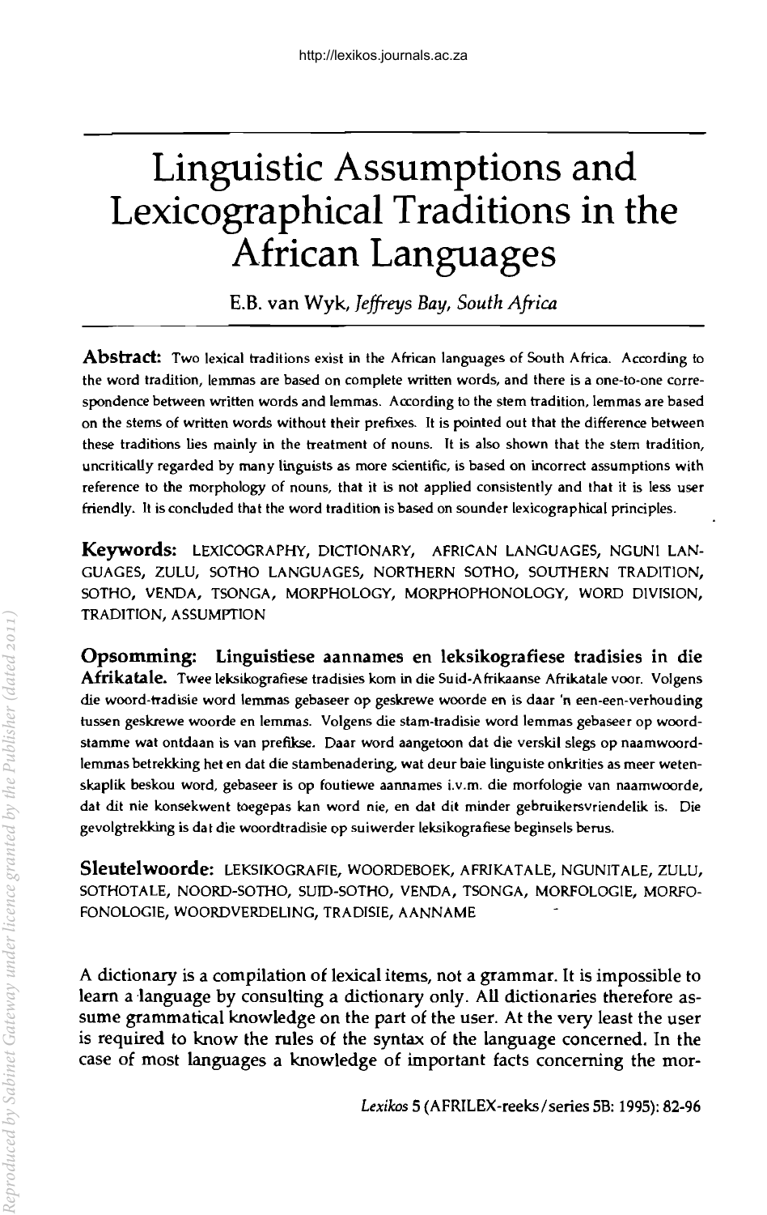# Linguistic Assumptions and Lexicographical Traditions in the African Languages

E.B. van Wyk, *Jeffreys Bay, South Africa*

**Abstract:** Two lexical traditions exist in the African languages of South Africa. According to the word tradition, lemmas are based on complete written words, and there is a one-to-one correspondence between written words and lemmas. According to the stem tradition, lemmas are based on the stems of written words without their prefixes. It is pointed out that the difference between these traditions lies mainly in the treatment of nouns. It is also shown that the stem tradition, uncritically regarded by many linguists as more scientific, is based on incorrect assumptions with reference to the morphology of nouns, that it is not applied consistently and that it is less user friendly. It is concluded that the word tradition is based on sounder lexicographical principles.

**Keywords:** LEXICOGRAPHY, DICTIONARY, AFRICAN LANGUAGES, NGUNI LANGUAGES, ZULU, SOTHO LANGUAGES, NORTHERN SOTHO, SOUTHERN TRADITION, SOTHO, VENDA, TSONGA, MORPHOLOGY, MORPHOPHONOLOGY, WORD DIVISION, TRADITION, ASSUMPTION

**Opsomming: Linguistiese aannames en leksikografiese tradisies in die Afrikatale.** Twee leksikografiese tradisies kom in die Suid-Afrikaanse Afrikatale voor. Volgens die woord-tradisie word lemmas gebaseer op geskrewe woorde en is daar 'n een-een-verhouding tussen geskrewe woorde en lemmas. Volgens die stam-tradisie word lemmas gebaseer op woordstamme wat ontdaan is van prefikse. Daar word aangetoon dat die verskil slegs op naamwoordlemmas betrekking het en dat die stambenadering, wat deur baie linguiste onkrities as meer wetenskaplik beskou word, gebaseer is op foutiewe aannames i.v.m. die morfologie van naamwoorde, dat dit nie konsekwent toegepas kan word nie, en dat dit minder gebruikersvriendelik is. Die gevolgtrekking is dat die woordtradisie op suiwerder leksikografiese beginsels berus.

**Sleutelwoorde:** LEKSIKOGRAFIE, WOORDEBOEK, AFRIKATALE, NGUNITALE, ZULU, SOTHOTALE, NOORD-SOTHO, SUID-SOTHO, VENDA, TSONGA, MORFOLOGIE, MORFOFONOLOGIE, WOORDVERDELING, TRADISIE, AANNAME

A dictionary is a compilation of lexical items, not a grammar. It is impossible to learn a language by consulting a dictionary only. All dictionaries therefore assume grammatical knowledge on the part of the user. At the very least the user is required to know the rules of the syntax of the language concerned. In the case of most languages a knowledge of important facts concerning the mor-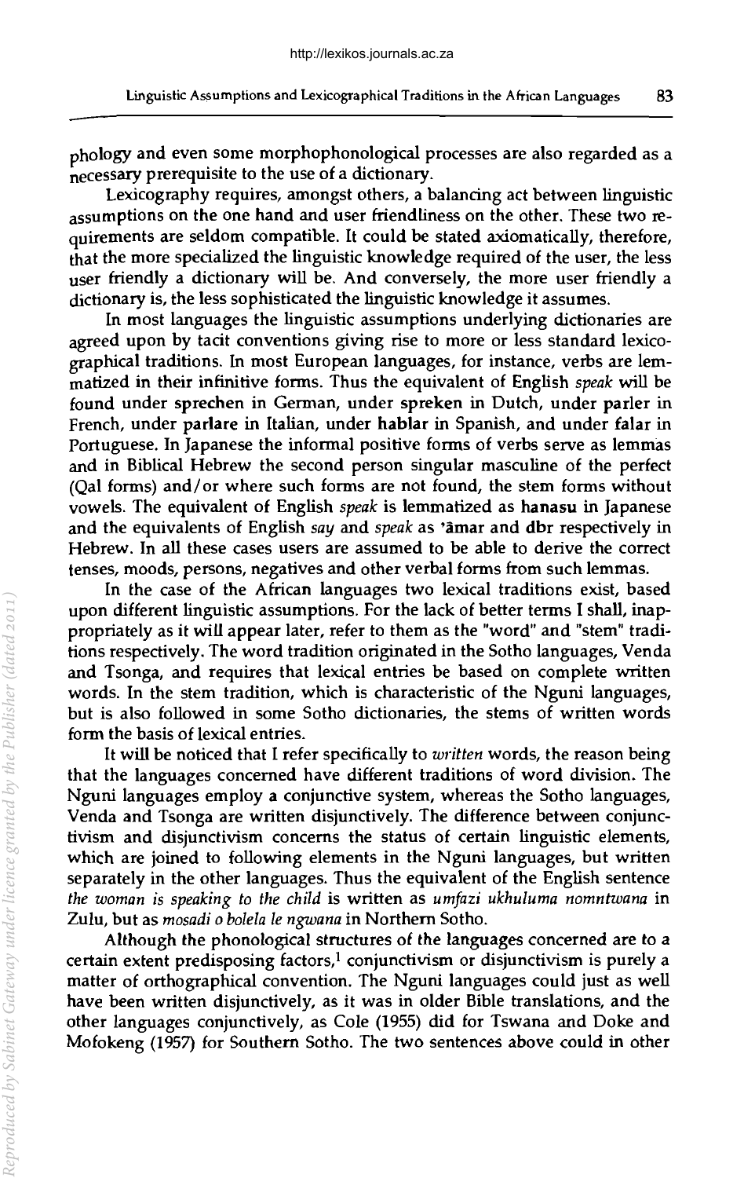phology and even some morphophonological processes are also regarded as a necessary prerequisite to the use of a dictionary.

Lexicography requires, amongst others, a balancing act between linguistic assumptions on the one hand and user friendliness on the other. These two requirements are seldom compatible. It could be stated axiomatically, therefore, that the more specialized the linguistic knowledge required of the user, the less user friendly a dictionary will be. And conversely, the more user friendly a dictionary is, the less sophisticated the linguistic knowledge it assumes.

In most languages the linguistic assumptions underlying dictionaries are agreed upon by tacit conventions giving rise to more or less standard lexicographical traditions. In most European languages, for instance, verbs are lemmatized in their infinitive forms. Thus the equivalent of English *speak* will be found under **sprechen** in German, under **spreken** in Dutch, under **parler** in French, under **parlare** in Italian, under **hablar** in Spanish, and under **falar** in Portuguese. In Japanese the informal positive forms of verbs serve as lemmas and in Biblical Hebrew the second person singular masculine of the perfect (Qal forms) and/or where such forms are not found, the stem forms without vowels. The equivalent of English *speak* is lemmatized as **hanasu** in Japanese and the equivalents of English *say* and *speak* as **'āmar** and **dbr** respectively in Hebrew. In all these cases users are assumed to be able to derive the correct tenses, moods, persons, negatives and other verbal forms from such lemmas.

In the case of the African languages two lexical traditions exist, based upon different linguistic assumptions. For the lack of better terms I shall, inappropriately as it will appear later, refer to them as the "word" and "stem" traditions respectively. The word tradition originated in the Sotho languages, Venda and Tsonga, and requires that lexical entries be based on complete written words. In the stem tradition, which is characteristic of the Nguni languages, but is also followed in some Sotho dictionaries, the stems of written words form the basis of lexical entries.

It will be noticed that I refer specifically to *written* words, the reason being that the languages concerned have different traditions of word division. The Nguni languages employ a conjunctive system, whereas the Sotho languages, Venda and Tsonga are written disjunctively. The difference between conjunctivism and disjunctivism concerns the status of certain linguistic elements, which are joined to following elements in the Nguni languages, but written separately in the other languages. Thus the equivalent of the English sentence *the woman is speaking to the child* is written as *umfazi ukhuluma nomntwana* in Zulu, but as *mosadi o bolela le ngwana* in Northern Sotho.

Although the phonological structures of the languages concerned are to a certain extent predisposing factors,[1] conjunctivism or disjunctivism is purely a matter of orthographical convention. The Nguni languages could just as well have been written disjunctively, as it was in older Bible translations, and the other languages conjunctively, as Cole (1955) did for Tswana and Doke and Mofokeng (1957) for Southern Sotho. The two sentences above could in other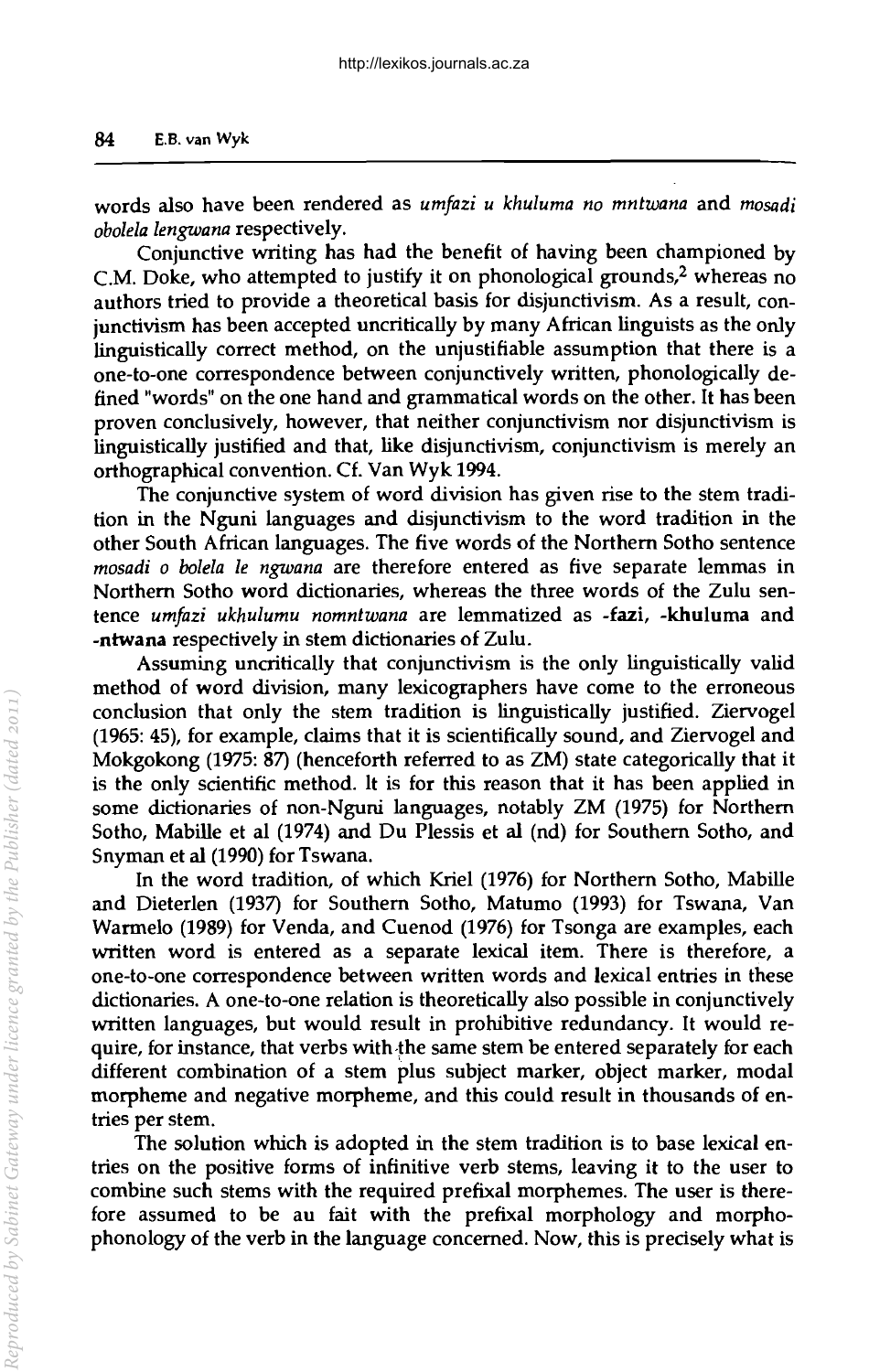words also have been rendered as *umfazi u khuluma no mntwana* and *mosadi obolela lengwana* respectively.

Conjunctive writing has had the benefit of having been championed by C.M. Doke, who attempted to justify it on phonological grounds,[2] whereas no authors tried to provide a theoretical basis for disjunctivism. As a result, conjunctivism has been accepted uncritically by many African linguists as the only linguistically correct method, on the unjustifiable assumption that there is a one-to-one correspondence between conjunctively written, phonologically defined "words" on the one hand and grammatical words on the other. It has been proven conclusively, however, that neither conjunctivism nor disjunctivism is linguistically justified and that, like disjunctivism, conjunctivism is merely an orthographical convention. Cf. Van Wyk 1994.

The conjunctive system of word division has given rise to the stem tradition in the Nguni languages and disjunctivism to the word tradition in the other South African languages. The five words of the Northern Sotho sentence *mosadi o bolela le ngwana* are therefore entered as five separate lemmas in Northern Sotho word dictionaries, whereas the three words of the Zulu sentence *umfazi ukhulumu nomntwana* are lemmatized as **-fazi**, **-khuluma** and **-ntwana** respectively in stem dictionaries of Zulu.

Assuming uncritically that conjunctivism is the only linguistically valid method of word division, many lexicographers have come to the erroneous conclusion that only the stem tradition is linguistically justified. Ziervogel (1965: 45), for example, claims that it is scientifically sound, and Ziervogel and Mokgokong (1975: 87) (henceforth referred to as ZM) state categorically that it is the only scientific method. It is for this reason that it has been applied in some dictionaries of non-Nguni languages, notably ZM (1975) for Northern Sotho, Mabille et al (1974) and Du Plessis et al (nd) for Southern Sotho, and Snyman et al (1990) for Tswana.

In the word tradition, of which Kriel (1976) for Northern Sotho, Mabille and Dieterlen (1937) for Southern Sotho, Matumo (1993) for Tswana, Van Warmelo (1989) for Venda, and Cuenod (1976) for Tsonga are examples, each written word is entered as a separate lexical item. There is therefore, a one-to-one correspondence between written words and lexical entries in these dictionaries. A one-to-one relation is theoretically also possible in conjunctively written languages, but would result in prohibitive redundancy. It would require, for instance, that verbs with the same stem be entered separately for each different combination of a stem plus subject marker, object marker, modal morpheme and negative morpheme, and this could result in thousands of entries per stem.

The solution which is adopted in the stem tradition is to base lexical entries on the positive forms of infinitive verb stems, leaving it to the user to combine such stems with the required prefixal morphemes. The user is therefore assumed to be au fait with the prefixal morphology and morphophonology of the verb in the language concerned. Now, this is precisely what is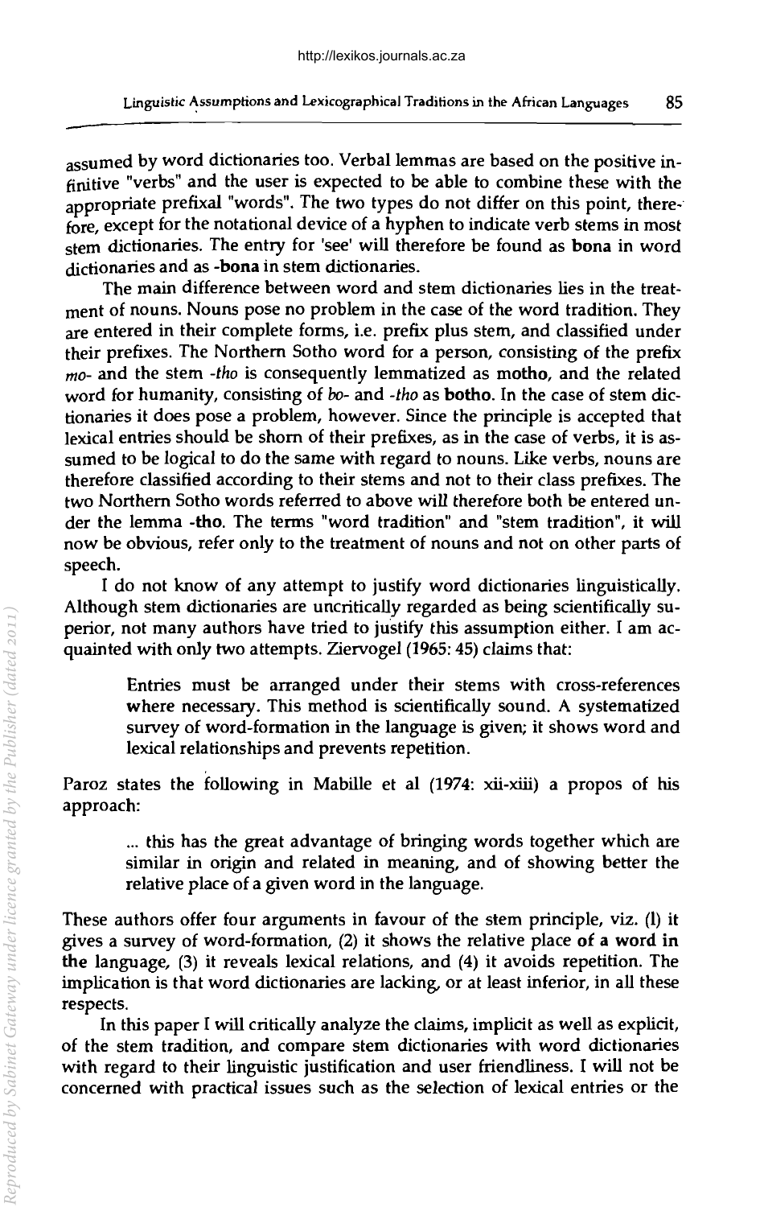assumed by word dictionaries too. Verbal lemmas are based on the positive infinitive "verbs" and the user is expected to be able to combine these with the appropriate prefixal "words". The two types do not differ on this point, therefore, except for the notational device of a hyphen to indicate verb stems in most stem dictionaries. The entry for 'see' will therefore be found as **bona** in word dictionaries and as **-bona** in stem dictionaries.

The main difference between word and stem dictionaries lies in the treatment of nouns. Nouns pose no problem in the case of the word tradition. They are entered in their complete forms, i.e. prefix plus stem, and classified under their prefixes. The Northern Sotho word for a person, consisting of the prefix *mo-* and the stem *-tho* is consequently lemmatized as **motho**, and the related word for humanity, consisting of *bo-* and *-tho* as **botho**. In the case of stem dictionaries it does pose a problem, however. Since the principle is accepted that lexical entries should be shorn of their prefixes, as in the case of verbs, it is assumed to be logical to do the same with regard to nouns. Like verbs, nouns are therefore classified according to their stems and not to their class prefixes. The two Northern Sotho words referred to above will therefore both be entered under the lemma **-tho**. The terms "word tradition" and "stem tradition", it will now be obvious, refer only to the treatment of nouns and not on other parts of speech.

I do not know of any attempt to justify word dictionaries linguistically. Although stem dictionaries are uncritically regarded as being scientifically superior, not many authors have tried to justify this assumption either. I am acquainted with only two attempts. Ziervogel (1965: 45) claims that:

> Entries must be arranged under their stems with cross-references where necessary. This method is scientifically sound. A systematized survey of word-formation in the language is given; it shows word and lexical relationships and prevents repetition.

Paroz states the following in Mabille et al (1974: xii-xiii) a propos of his approach:

> ... this has the great advantage of bringing words together which are similar in origin and related in meaning, and of showing better the relative place of a given word in the language.

These authors offer four arguments in favour of the stem principle, viz. (1) it gives a survey of word-formation, (2) it shows the relative place of a word in the language, (3) it reveals lexical relations, and (4) it avoids repetition. The implication is that word dictionaries are lacking, or at least inferior, in all these respects.

In this paper I will critically analyze the claims, implicit as well as explicit, of the stem tradition, and compare stem dictionaries with word dictionaries with regard to their linguistic justification and user friendliness. I will not be concerned with practical issues such as the selection of lexical entries or the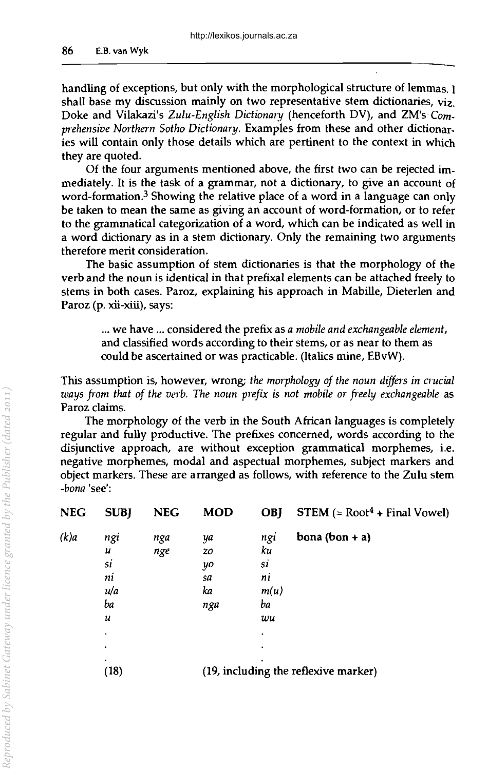handling of exceptions, but only with the morphological structure of lemmas. I shall base my discussion mainly on two representative stem dictionaries, viz. Doke and Vilakazi's *Zulu-English Dictionary* (henceforth DV), and ZM's *Comprehensive Northern Sotho Dictionary*. Examples from these and other dictionaries will contain only those details which are pertinent to the context in which they are quoted.

Of the four arguments mentioned above, the first two can be rejected immediately. It is the task of a grammar, not a dictionary, to give an account of word-formation.[3] Showing the relative place of a word in a language can only be taken to mean the same as giving an account of word-formation, or to refer to the grammatical categorization of a word, which can be indicated as well in a word dictionary as in a stem dictionary. Only the remaining two arguments therefore merit consideration.

The basic assumption of stem dictionaries is that the morphology of the verb and the noun is identical in that prefixal elements can be attached freely to stems in both cases. Paroz, explaining his approach in Mabille, Dieterlen and Paroz (p. xii-xiii), says:

> ... we have ... considered the prefix as *a mobile and exchangeable element*, and classified words according to their stems, or as near to them as could be ascertained or was practicable. (Italics mine, EBvW).

This assumption is, however, wrong; *the morphology of the noun differs in crucial ways from that of the verb. The noun prefix is not mobile or freely exchangeable* as Paroz claims.

The morphology of the verb in the South African languages is completely regular and fully productive. The prefixes concerned, words according to the disjunctive approach, are without exception grammatical morphemes, i.e. negative morphemes, modal and aspectual morphemes, subject markers and object markers. These are arranged as follows, with reference to the Zulu stem *-bona* 'see':

| NEG | SUBJ | NEG | MOD | OBJ | STEM (= Root[4] + Final Vowel) |
|---|---|---|---|---|---|
| *(k)a* | *ngi* | *nga* | *ya* | *ngi* | **bona (bon + a)** |
| | *u* | *nge* | *zo* | *ku* | |
| | *si* | | *yo* | *si* | |
| | *ni* | | *sa* | *ni* | |
| | *u/a* | | *ka* | *m(u)* | |
| | *ba* | | *nga* | *ba* | |
| | *u* | | | *wu* | |
| | . | | | . | |
| | . | | | . | |
| | . | | | . | |
| | (18) | | | (19, including the reflexive marker) | |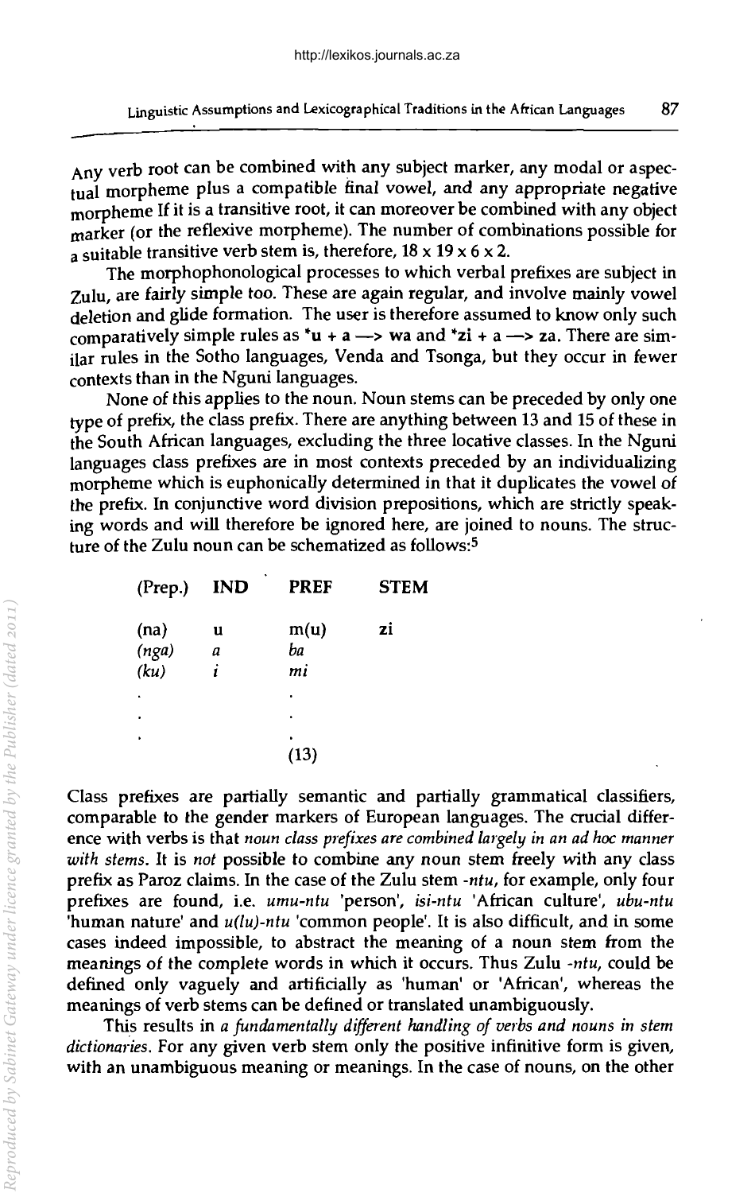Any verb root can be combined with any subject marker, any modal or aspectual morpheme plus a compatible final vowel, and any appropriate negative morpheme If it is a transitive root, it can moreover be combined with any object marker (or the reflexive morpheme). The number of combinations possible for a suitable transitive verb stem is, therefore, 18 x 19 x 6 x 2.

The morphophonological processes to which verbal prefixes are subject in Zulu, are fairly simple too. These are again regular, and involve mainly vowel deletion and glide formation. The user is therefore assumed to know only such comparatively simple rules as *u + a —> wa and *zi + a —> za. There are similar rules in the Sotho languages, Venda and Tsonga, but they occur in fewer contexts than in the Nguni languages.

None of this applies to the noun. Noun stems can be preceded by only one type of prefix, the class prefix. There are anything between 13 and 15 of these in the South African languages, excluding the three locative classes. In the Nguni languages class prefixes are in most contexts preceded by an individualizing morpheme which is euphonically determined in that it duplicates the vowel of the prefix. In conjunctive word division prepositions, which are strictly speaking words and will therefore be ignored here, are joined to nouns. The structure of the Zulu noun can be schematized as follows:[5]

| (Prep.) | IND | PREF | STEM |
|---|---|---|---|
| (na) | u | m(u) | zi |
| *(nga)* | *a* | *ba* | |
| *(ku)* | *i* | *mi* | |
| . | | . | |
| . | | . | |
| . | | . | |
| | | (13) | |

Class prefixes are partially semantic and partially grammatical classifiers, comparable to the gender markers of European languages. The crucial difference with verbs is that *noun class prefixes are combined largely in an ad hoc manner with stems*. It is *not* possible to combine any noun stem freely with any class prefix as Paroz claims. In the case of the Zulu stem *-ntu*, for example, only four prefixes are found, i.e. *umu-ntu* 'person', *isi-ntu* 'African culture', *ubu-ntu* 'human nature' and *u(lu)-ntu* 'common people'. It is also difficult, and in some cases indeed impossible, to abstract the meaning of a noun stem from the meanings of the complete words in which it occurs. Thus Zulu *-ntu*, could be defined only vaguely and artificially as 'human' or 'African', whereas the meanings of verb stems can be defined or translated unambiguously.

This results in *a fundamentally different handling of verbs and nouns in stem dictionaries*. For any given verb stem only the positive infinitive form is given, with an unambiguous meaning or meanings. In the case of nouns, on the other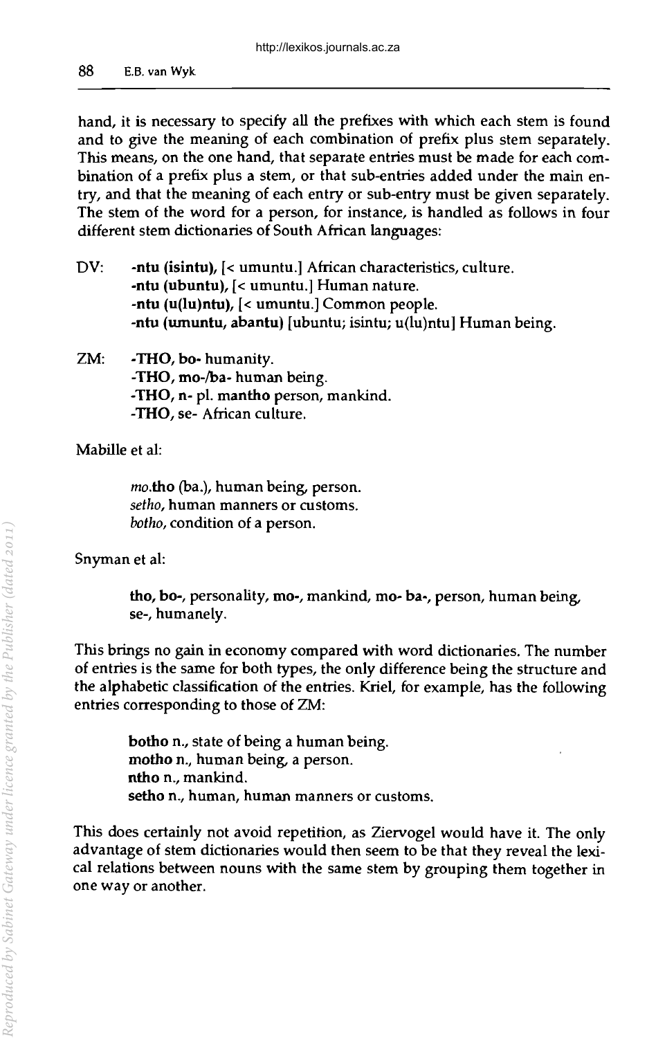hand, it is necessary to specify all the prefixes with which each stem is found and to give the meaning of each combination of prefix plus stem separately. This means, on the one hand, that separate entries must be made for each combination of a prefix plus a stem, or that sub-entries added under the main entry, and that the meaning of each entry or sub-entry must be given separately. The stem of the word for a person, for instance, is handled as follows in four different stem dictionaries of South African languages:

DV: **-ntu (isintu),** [< umuntu.] African characteristics, culture.
**-ntu (ubuntu),** [< umuntu.] Human nature.
**-ntu (u(lu)ntu),** [< umuntu.] Common people.
**-ntu (umuntu, abantu)** [ubuntu; isintu; u(lu)ntu] Human being.

ZM: **-THO, bo-** humanity.
**-THO, mo-/ba-** human being.
**-THO, n-** pl. **mantho** person, mankind.
**-THO,** se- African culture.

Mabille et al:

> *mo.***tho** (ba.), human being, person.
> *setho*, human manners or customs.
> *botho*, condition of a person.

Snyman et al:

> **tho, bo-**, personality, **mo-**, mankind, **mo- ba-**, person, human being, se-, humanely.

This brings no gain in economy compared with word dictionaries. The number of entries is the same for both types, the only difference being the structure and the alphabetic classification of the entries. Kriel, for example, has the following entries corresponding to those of ZM:

> **botho** n., state of being a human being.
> **motho** n., human being, a person.
> **ntho** n., mankind.
> **setho** n., human, human manners or customs.

This does certainly not avoid repetition, as Ziervogel would have it. The only advantage of stem dictionaries would then seem to be that they reveal the lexical relations between nouns with the same stem by grouping them together in one way or another.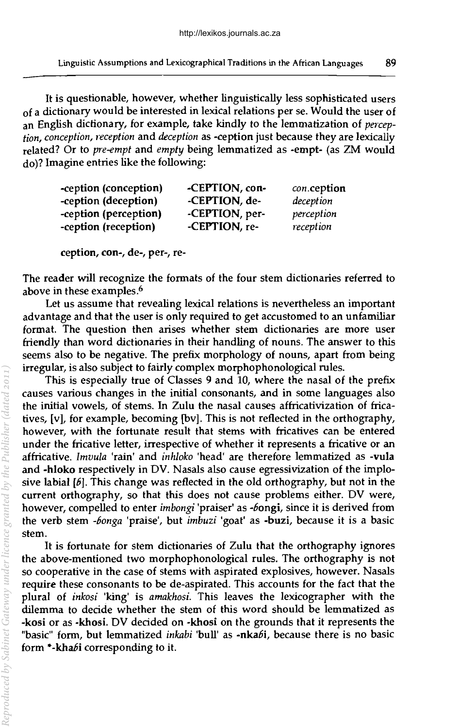It is questionable, however, whether linguistically less sophisticated users of a dictionary would be interested in lexical relations per se. Would the user of an English dictionary, for example, take kindly to the lemmatization of *perception, conception, reception* and *deception* as **-ception** just because they are lexically related? Or to *pre-empt* and *empty* being lemmatized as **-empt-** (as ZM would do)? Imagine entries like the following:

| | | |
|---|---|---|
| **-ception (conception)** | **-CEPTION, con-** | *con*.**ception** |
| **-ception (deception)** | **-CEPTION, de-** | *deception* |
| **-ception (perception)** | **-CEPTION, per-** | *perception* |
| **-ception (reception)** | **-CEPTION, re-** | *reception* |

**ception, con-, de-, per-, re-**

The reader will recognize the formats of the four stem dictionaries referred to above in these examples.[6]

Let us assume that revealing lexical relations is nevertheless an important advantage and that the user is only required to get accustomed to an unfamiliar format. The question then arises whether stem dictionaries are more user friendly than word dictionaries in their handling of nouns. The answer to this seems also to be negative. The prefix morphology of nouns, apart from being irregular, is also subject to fairly complex morphophonological rules.

This is especially true of Classes 9 and 10, where the nasal of the prefix causes various changes in the initial consonants, and in some languages also the initial vowels, of stems. In Zulu the nasal causes affricativization of fricatives, [v], for example, becoming [bv]. This is not reflected in the orthography, however, with the fortunate result that stems with fricatives can be entered under the fricative letter, irrespective of whether it represents a fricative or an affricative. *Imvula* 'rain' and *inhloko* 'head' are therefore lemmatized as **-vula** and **-hloko** respectively in DV. Nasals also cause egressivization of the implosive labial [ɓ]. This change was reflected in the old orthography, but not in the current orthography, so that this does not cause problems either. DV were, however, compelled to enter *imbongi* 'praiser' as *-ɓongi*, since it is derived from the verb stem *-ɓonga* 'praise', but *imbuzi* 'goat' as **-buzi**, because it is a basic stem.

It is fortunate for stem dictionaries of Zulu that the orthography ignores the above-mentioned two morphophonological rules. The orthography is not so cooperative in the case of stems with aspirated explosives, however. Nasals require these consonants to be de-aspirated. This accounts for the fact that the plural of *inkosi* 'king' is *amakhosi*. This leaves the lexicographer with the dilemma to decide whether the stem of this word should be lemmatized as **-kosi** or as **-khosi**. DV decided on **-khosi** on the grounds that it represents the "basic" form, but lemmatized *inkabi* 'bull' as **-nkaɓi**, because there is no basic form ***-khaɓi** corresponding to it.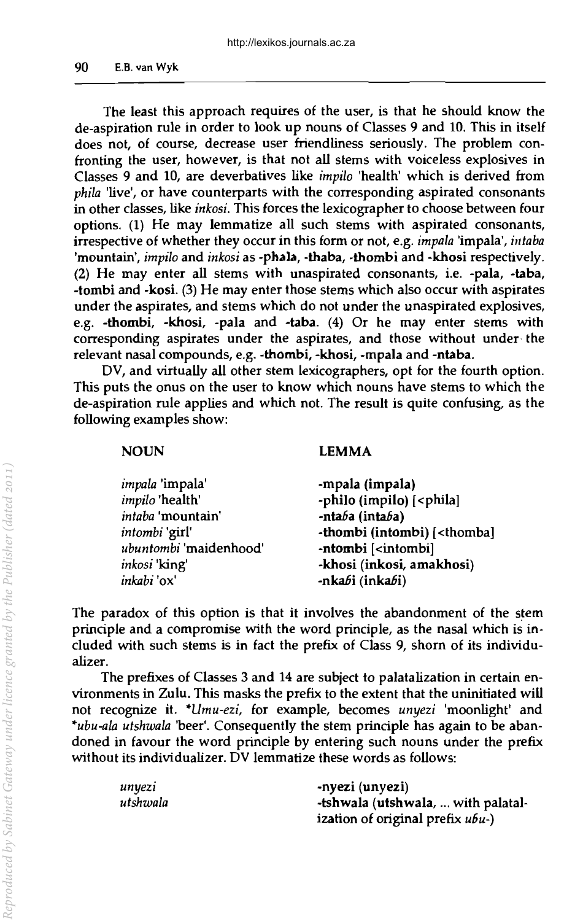The least this approach requires of the user, is that he should know the de-aspiration rule in order to look up nouns of Classes 9 and 10. This in itself does not, of course, decrease user friendliness seriously. The problem confronting the user, however, is that not all stems with voiceless explosives in Classes 9 and 10, are deverbatives like *impilo* 'health' which is derived from *phila* 'live', or have counterparts with the corresponding aspirated consonants in other classes, like *inkosi*. This forces the lexicographer to choose between four options. (1) He may lemmatize all such stems with aspirated consonants, irrespective of whether they occur in this form or not, e.g. *impala* 'impala', *intaba* 'mountain', *impilo* and *inkosi* as **-phala**, **-thaba**, **-thombi** and **-khosi** respectively. (2) He may enter all stems with unaspirated consonants, i.e. **-pala**, **-taba**, **-tombi** and **-kosi**. (3) He may enter those stems which also occur with aspirates under the aspirates, and stems which do not under the unaspirated explosives, e.g. **-thombi**, **-khosi**, **-pala** and **-taba**. (4) Or he may enter stems with corresponding aspirates under the aspirates, and those without under the relevant nasal compounds, e.g. **-thombi**, **-khosi**, **-mpala** and **-ntaba**.

DV, and virtually all other stem lexicographers, opt for the fourth option. This puts the onus on the user to know which nouns have stems to which the de-aspiration rule applies and which not. The result is quite confusing, as the following examples show:

| NOUN | LEMMA |
|---|---|
| *impala* 'impala' | **-mpala (impala)** |
| *impilo* 'health' | **-philo (impilo)** [<phila] |
| *intaba* 'mountain' | **-ntaɓa (intaɓa)** |
| *intombi* 'girl' | **-thombi (intombi)** [<thomba] |
| *ubuntombi* 'maidenhood' | **-ntombi** [<intombi] |
| *inkosi* 'king' | **-khosi (inkosi, amakhosi)** |
| *inkabi* 'ox' | **-nkaɓi (inkaɓi)** |

The paradox of this option is that it involves the abandonment of the stem principle and a compromise with the word principle, as the nasal which is included with such stems is in fact the prefix of Class 9, shorn of its individualizer.

The prefixes of Classes 3 and 14 are subject to palatalization in certain environments in Zulu. This masks the prefix to the extent that the uninitiated will not recognize it. \**Umu-ezi*, for example, becomes *unyezi* 'moonlight' and \**ubu-ala utshwala* 'beer'. Consequently the stem principle has again to be abandoned in favour the word principle by entering such nouns under the prefix without its individualizer. DV lemmatize these words as follows:

| | |
|---|---|
| *unyezi* | **-nyezi (unyezi)** |
| *utshwala* | **-tshwala (utshwala**, ... with palatalization of original prefix *uɓu-*) |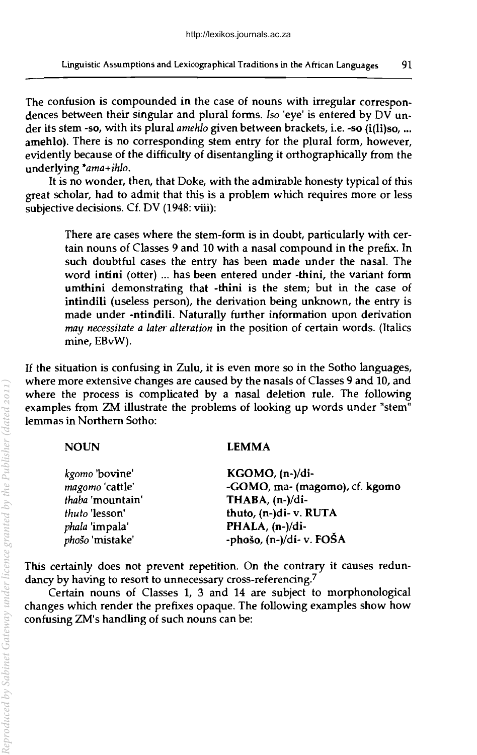The confusion is compounded in the case of nouns with irregular correspondences between their singular and plural forms. *Iso* 'eye' is entered by DV under its stem **-so**, with its plural *amehlo* given between brackets, i.e. **-so (i(li)so, ... amehlo)**. There is no corresponding stem entry for the plural form, however, evidently because of the difficulty of disentangling it orthographically from the underlying \**ama+ihlo*.

It is no wonder, then, that Doke, with the admirable honesty typical of this great scholar, had to admit that this is a problem which requires more or less subjective decisions. Cf. DV (1948: viii):

> There are cases where the stem-form is in doubt, particularly with certain nouns of Classes 9 and 10 with a nasal compound in the prefix. In such doubtful cases the entry has been made under the nasal. The word **intini** (otter) ... has been entered under **-thini**, the variant form **umthini** demonstrating that **-thini** is the stem; but in the case of **intindili** (useless person), the derivation being unknown, the entry is made under **-ntindili**. Naturally further information upon derivation *may necessitate a later alteration* in the position of certain words. (Italics mine, EBvW).

If the situation is confusing in Zulu, it is even more so in the Sotho languages, where more extensive changes are caused by the nasals of Classes 9 and 10, and where the process is complicated by a nasal deletion rule. The following examples from ZM illustrate the problems of looking up words under "stem" lemmas in Northern Sotho:

| NOUN | LEMMA |
|---|---|
| *kgomo* 'bovine' | **KGOMO, (n-)/di-** |
| *magomo* 'cattle' | **-GOMO, ma- (magomo), cf. kgomo** |
| *thaba* 'mountain' | **THABA, (n-)/di-** |
| *thuto* 'lesson' | **thuto, (n-)di- v. RUTA** |
| *phala* 'impala' | **PHALA, (n-)/di-** |
| *phošo* 'mistake' | **-phošo, (n-)/di- v. FOŠA** |

This certainly does not prevent repetition. On the contrary it causes redundancy by having to resort to unnecessary cross-referencing.[7]

Certain nouns of Classes 1, 3 and 14 are subject to morphonological changes which render the prefixes opaque. The following examples show how confusing ZM's handling of such nouns can be: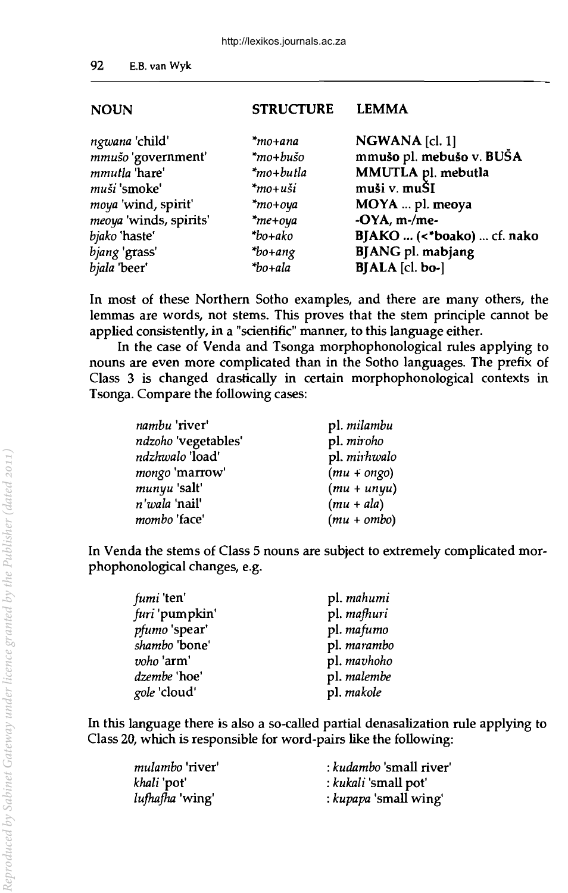| NOUN | STRUCTURE | LEMMA |
|---|---|---|
| *ngwana* 'child' | *\*mo+ana* | **NGWANA** [cl. 1] |
| *mmušo* 'government' | *\*mo+bušo* | **mmušo** pl. **mebušo** v. **BUŠA** |
| *mmutla* 'hare' | *\*mo+butla* | **MMUTLA** pl. **mebutla** |
| *muši* 'smoke' | *\*mo+uši* | **muši** v. **muŠI** |
| *moya* 'wind, spirit' | *\*mo+oya* | **MOYA** ... pl. **meoya** |
| *meoya* 'winds, spirits' | *\*me+oya* | **-OYA, m-/me-** |
| *bjako* 'haste' | *\*bo+ako* | **BJAKO ... (<\*boako) ...** cf. **nako** |
| *bjang* 'grass' | *\*bo+ang* | **BJANG** pl. **mabjang** |
| *bjala* 'beer' | *\*bo+ala* | **BJALA** [cl. **bo-**] |

In most of these Northern Sotho examples, and there are many others, the lemmas are words, not stems. This proves that the stem principle cannot be applied consistently, in a "scientific" manner, to this language either.

In the case of Venda and Tsonga morphophonological rules applying to nouns are even more complicated than in the Sotho languages. The prefix of Class 3 is changed drastically in certain morphophonological contexts in Tsonga. Compare the following cases:

| | |
|---|---|
| *nambu* 'river' | pl. *milambu* |
| *ndzoho* 'vegetables' | pl. *miroho* |
| *ndzhwalo* 'load' | pl. *mirhwalo* |
| *mongo* 'marrow' | (*mu + ongo*) |
| *munyu* 'salt' | (*mu + unyu*) |
| *n'wala* 'nail' | (*mu + ala*) |
| *mombo* 'face' | (*mu + ombo*) |

In Venda the stems of Class 5 nouns are subject to extremely complicated morphophonological changes, e.g.

| | |
|---|---|
| *fumi* 'ten' | pl. *mahumi* |
| *furi* 'pumpkin' | pl. *mafhuri* |
| *pfumo* 'spear' | pl. *mafumo* |
| *shambo* 'bone' | pl. *marambo* |
| *voho* 'arm' | pl. *mavhoho* |
| *dzembe* 'hoe' | pl. *malembe* |
| *gole* 'cloud' | pl. *makole* |

In this language there is also a so-called partial denasalization rule applying to Class 20, which is responsible for word-pairs like the following:

| | |
|---|---|
| *mulambo* 'river' | : *kudambo* 'small river' |
| *khali* 'pot' | : *kukali* 'small pot' |
| *lufhafha* 'wing' | : *kupapa* 'small wing' |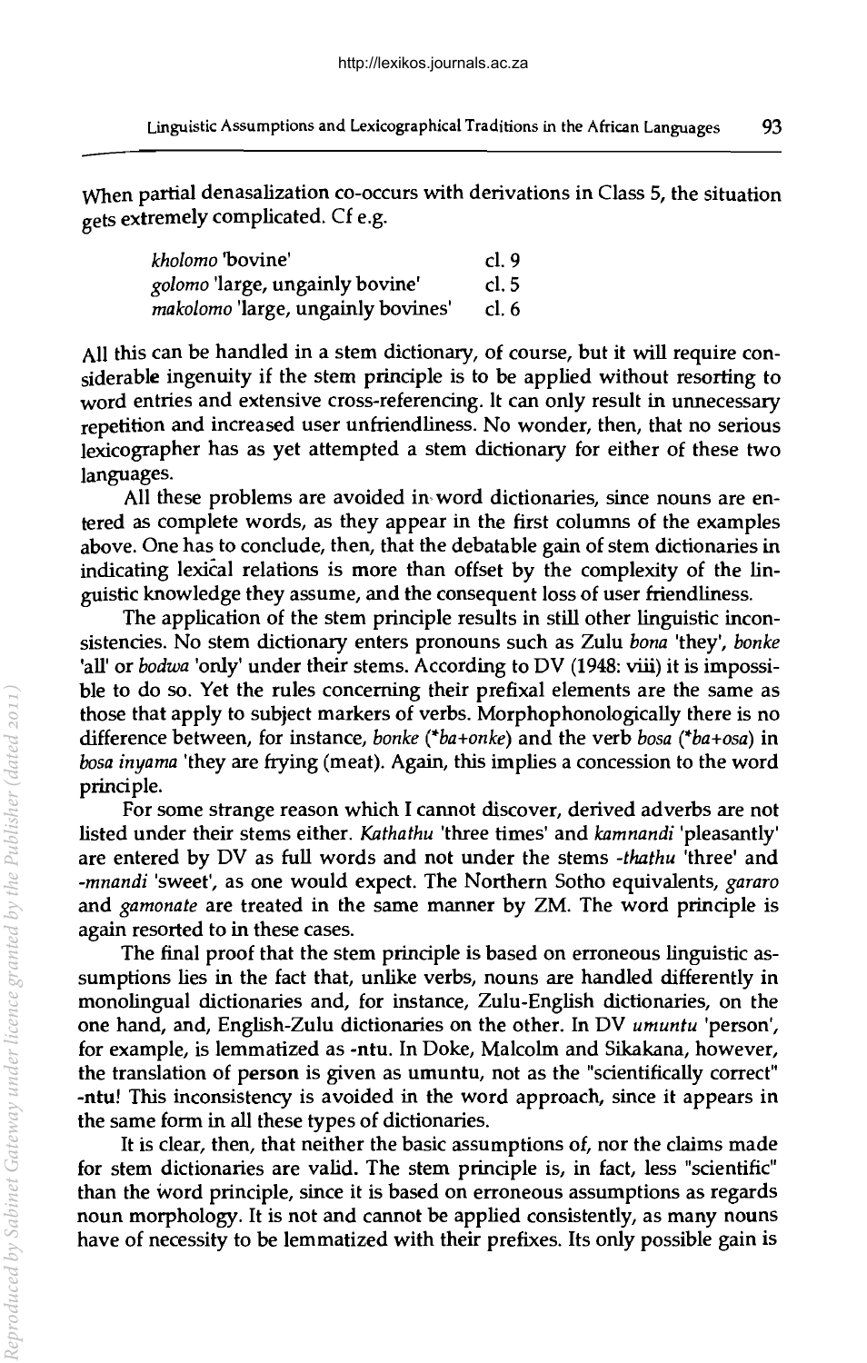When partial denasalization co-occurs with derivations in Class 5, the situation gets extremely complicated. Cf e.g.

| | |
|---|---|
| *kholomo* 'bovine' | cl. 9 |
| *golomo* 'large, ungainly bovine' | cl. 5 |
| *makolomo* 'large, ungainly bovines' | cl. 6 |

All this can be handled in a stem dictionary, of course, but it will require considerable ingenuity if the stem principle is to be applied without resorting to word entries and extensive cross-referencing. It can only result in unnecessary repetition and increased user unfriendliness. No wonder, then, that no serious lexicographer has as yet attempted a stem dictionary for either of these two languages.

All these problems are avoided in word dictionaries, since nouns are entered as complete words, as they appear in the first columns of the examples above. One has to conclude, then, that the debatable gain of stem dictionaries in indicating lexical relations is more than offset by the complexity of the linguistic knowledge they assume, and the consequent loss of user friendliness.

The application of the stem principle results in still other linguistic inconsistencies. No stem dictionary enters pronouns such as Zulu *bona* 'they', *bonke* 'all' or *bodwa* 'only' under their stems. According to DV (1948: viii) it is impossible to do so. Yet the rules concerning their prefixal elements are the same as those that apply to subject markers of verbs. Morphophonologically there is no difference between, for instance, *bonke* (\**ba+onke*) and the verb *bosa* (\**ba+osa*) in *bosa inyama* 'they are frying (meat). Again, this implies a concession to the word principle.

For some strange reason which I cannot discover, derived adverbs are not listed under their stems either. *Kathathu* 'three times' and *kamnandi* 'pleasantly' are entered by DV as full words and not under the stems *-thathu* 'three' and *-mnandi* 'sweet', as one would expect. The Northern Sotho equivalents, *gararo* and *gamonate* are treated in the same manner by ZM. The word principle is again resorted to in these cases.

The final proof that the stem principle is based on erroneous linguistic assumptions lies in the fact that, unlike verbs, nouns are handled differently in monolingual dictionaries and, for instance, Zulu-English dictionaries, on the one hand, and, English-Zulu dictionaries on the other. In DV *umuntu* 'person', for example, is lemmatized as **-ntu**. In Doke, Malcolm and Sikakana, however, the translation of person is given as umuntu, not as the "scientifically correct" **-ntu**! This inconsistency is avoided in the word approach, since it appears in the same form in all these types of dictionaries.

It is clear, then, that neither the basic assumptions of, nor the claims made for stem dictionaries are valid. The stem principle is, in fact, less "scientific" than the word principle, since it is based on erroneous assumptions as regards noun morphology. It is not and cannot be applied consistently, as many nouns have of necessity to be lemmatized with their prefixes. Its only possible gain is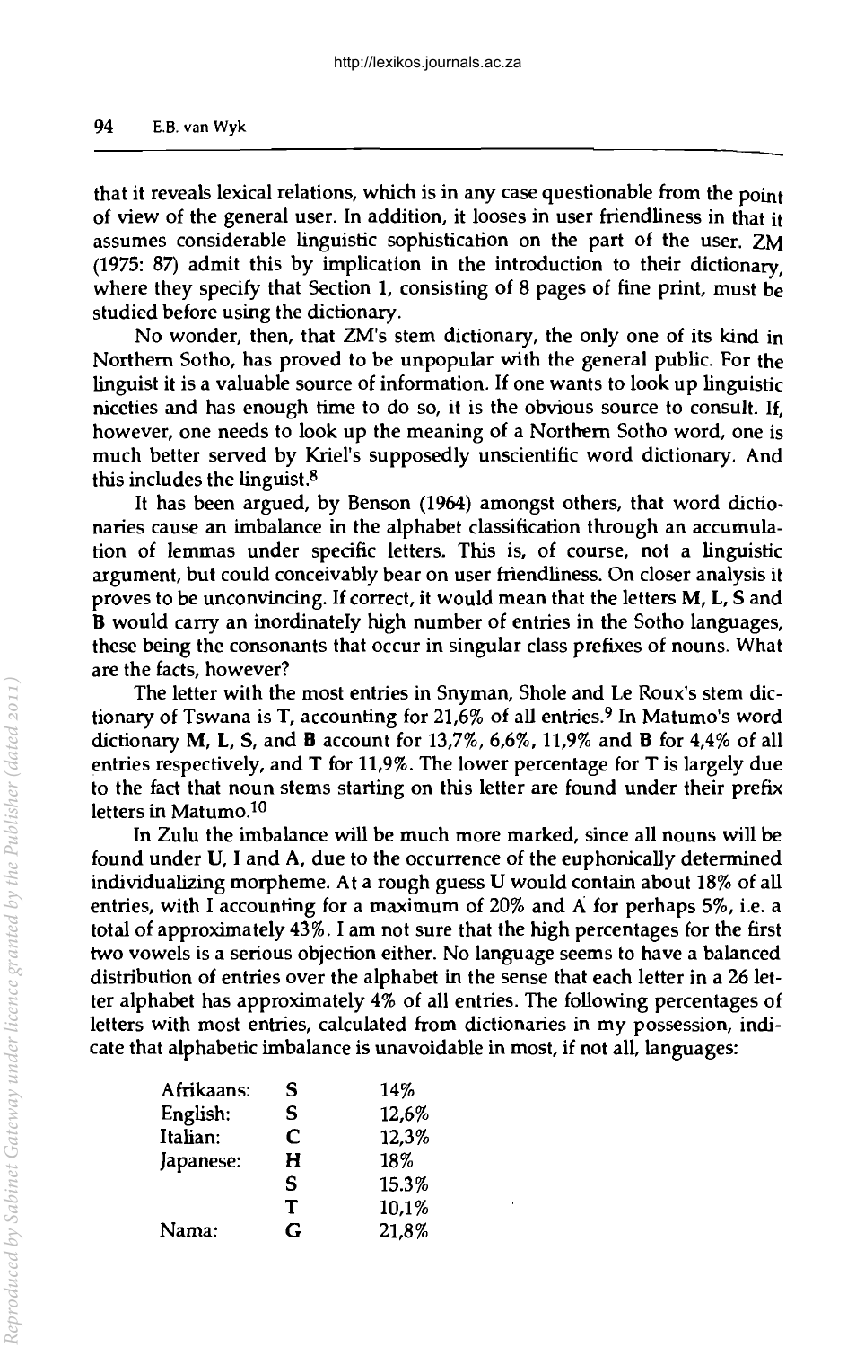that it reveals lexical relations, which is in any case questionable from the point of view of the general user. In addition, it looses in user friendliness in that it assumes considerable linguistic sophistication on the part of the user. ZM (1975: 87) admit this by implication in the introduction to their dictionary, where they specify that Section 1, consisting of 8 pages of fine print, must be studied before using the dictionary.

No wonder, then, that ZM's stem dictionary, the only one of its kind in Northern Sotho, has proved to be unpopular with the general public. For the linguist it is a valuable source of information. If one wants to look up linguistic niceties and has enough time to do so, it is the obvious source to consult. If, however, one needs to look up the meaning of a Northern Sotho word, one is much better served by Kriel's supposedly unscientific word dictionary. And this includes the linguist.[8]

It has been argued, by Benson (1964) amongst others, that word dictionaries cause an imbalance in the alphabet classification through an accumulation of lemmas under specific letters. This is, of course, not a linguistic argument, but could conceivably bear on user friendliness. On closer analysis it proves to be unconvincing. If correct, it would mean that the letters **M**, **L**, **S** and **B** would carry an inordinately high number of entries in the Sotho languages, these being the consonants that occur in singular class prefixes of nouns. What are the facts, however?

The letter with the most entries in Snyman, Shole and Le Roux's stem dictionary of Tswana is **T**, accounting for 21,6% of all entries.[9] In Matumo's word dictionary **M**, **L**, **S**, and **B** account for 13,7%, 6,6%, 11,9% and **B** for 4,4% of all entries respectively, and **T** for 11,9%. The lower percentage for **T** is largely due to the fact that noun stems starting on this letter are found under their prefix letters in Matumo.[10]

In Zulu the imbalance will be much more marked, since all nouns will be found under **U**, **I** and **A**, due to the occurrence of the euphonically determined individualizing morpheme. At a rough guess **U** would contain about 18% of all entries, with **I** accounting for a maximum of 20% and **A** for perhaps 5%, i.e. a total of approximately 43%. I am not sure that the high percentages for the first two vowels is a serious objection either. No language seems to have a balanced distribution of entries over the alphabet in the sense that each letter in a 26 letter alphabet has approximately 4% of all entries. The following percentages of letters with most entries, calculated from dictionaries in my possession, indicate that alphabetic imbalance is unavoidable in most, if not all, languages:

| | | |
|---|---|---|
| Afrikaans: | **S** | 14% |
| English: | **S** | 12,6% |
| Italian: | **C** | 12,3% |
| Japanese: | **H** | 18% |
| | **S** | 15.3% |
| | **T** | 10,1% |
| Nama: | **G** | 21,8% |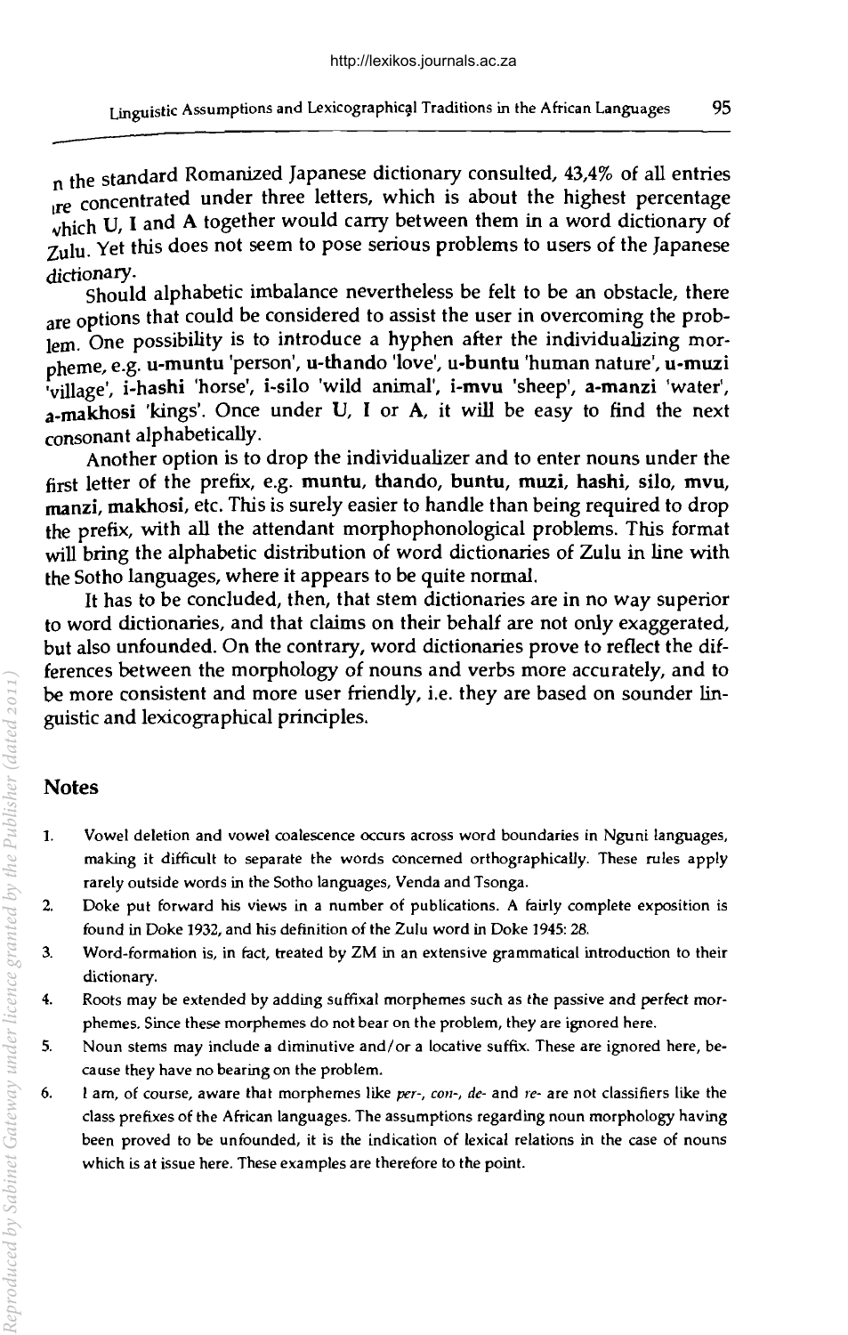n the standard Romanized Japanese dictionary consulted, 43,4% of all entries are concentrated under three letters, which is about the highest percentage which **U**, **I** and **A** together would carry between them in a word dictionary of Zulu. Yet this does not seem to pose serious problems to users of the Japanese dictionary.

Should alphabetic imbalance nevertheless be felt to be an obstacle, there are options that could be considered to assist the user in overcoming the problem. One possibility is to introduce a hyphen after the individualizing morpheme, e.g. **u-muntu** 'person', **u-thando** 'love', **u-buntu** 'human nature', **u-muzi** 'village', **i-hashi** 'horse', **i-silo** 'wild animal', **i-mvu** 'sheep', **a-manzi** 'water', **a-makhosi** 'kings'. Once under **U**, **I** or **A**, it will be easy to find the next consonant alphabetically.

Another option is to drop the individualizer and to enter nouns under the first letter of the prefix, e.g. **muntu**, **thando**, **buntu**, **muzi**, **hashi**, **silo**, **mvu**, **manzi**, **makhosi**, etc. This is surely easier to handle than being required to drop the prefix, with all the attendant morphophonological problems. This format will bring the alphabetic distribution of word dictionaries of Zulu in line with the Sotho languages, where it appears to be quite normal.

It has to be concluded, then, that stem dictionaries are in no way superior to word dictionaries, and that claims on their behalf are not only exaggerated, but also unfounded. On the contrary, word dictionaries prove to reflect the differences between the morphology of nouns and verbs more accurately, and to be more consistent and more user friendly, i.e. they are based on sounder linguistic and lexicographical principles.

## Notes

1. Vowel deletion and vowel coalescence occurs across word boundaries in Nguni languages, making it difficult to separate the words concerned orthographically. These rules apply rarely outside words in the Sotho languages, Venda and Tsonga.
2. Doke put forward his views in a number of publications. A fairly complete exposition is found in Doke 1932, and his definition of the Zulu word in Doke 1945: 28.
3. Word-formation is, in fact, treated by ZM in an extensive grammatical introduction to their dictionary.
4. Roots may be extended by adding suffixal morphemes such as the passive and perfect morphemes. Since these morphemes do not bear on the problem, they are ignored here.
5. Noun stems may include a diminutive and/or a locative suffix. These are ignored here, because they have no bearing on the problem.
6. I am, of course, aware that morphemes like *per-*, *con-*, *de-* and *re-* are not classifiers like the class prefixes of the African languages. The assumptions regarding noun morphology having been proved to be unfounded, it is the indication of lexical relations in the case of nouns which is at issue here. These examples are therefore to the point.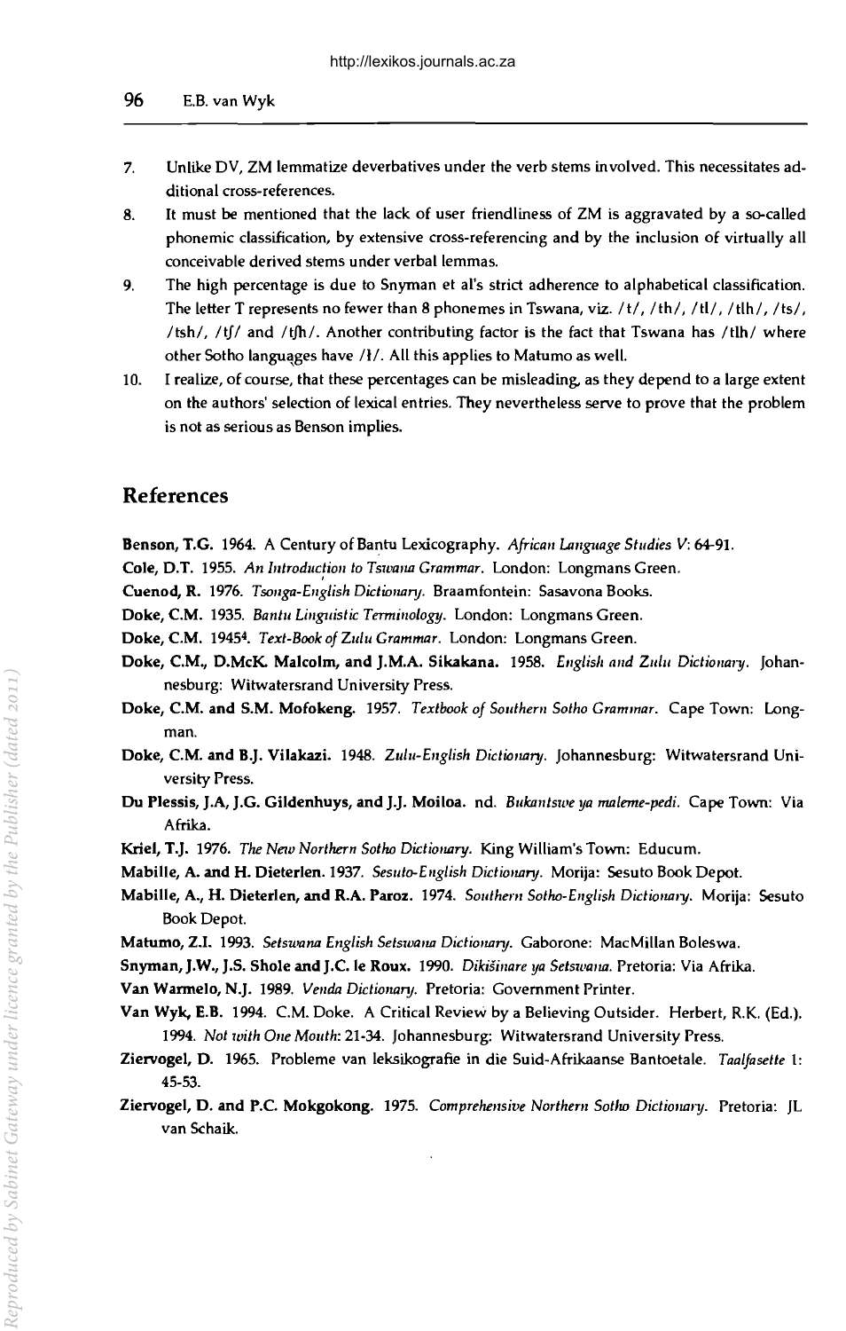7. Unlike DV, ZM lemmatize deverbatives under the verb stems involved. This necessitates additional cross-references.
8. It must be mentioned that the lack of user friendliness of ZM is aggravated by a so-called phonemic classification, by extensive cross-referencing and by the inclusion of virtually all conceivable derived stems under verbal lemmas.
9. The high percentage is due to Snyman et al's strict adherence to alphabetical classification. The letter T represents no fewer than 8 phonemes in Tswana, viz. /t/, /th/, /tl/, /tlh/, /ts/, /tsh/, /tʃ/ and /tʃh/. Another contributing factor is the fact that Tswana has /tlh/ where other Sotho languages have /ɬ/. All this applies to Matumo as well.
10. I realize, of course, that these percentages can be misleading, as they depend to a large extent on the authors' selection of lexical entries. They nevertheless serve to prove that the problem is not as serious as Benson implies.

## References

**Benson, T.G.** 1964. A Century of Bantu Lexicography. *African Language Studies V*: 64-91.

**Cole, D.T.** 1955. *An Introduction to Tswana Grammar*. London: Longmans Green.

**Cuenod, R.** 1976. *Tsonga-English Dictionary*. Braamfontein: Sasavona Books.

**Doke, C.M.** 1935. *Bantu Linguistic Terminology*. London: Longmans Green.

**Doke, C.M.** 1945[4]. *Text-Book of Zulu Grammar*. London: Longmans Green.

**Doke, C.M., D.McK. Malcolm, and J.M.A. Sikakana.** 1958. *English and Zulu Dictionary*. Johannesburg: Witwatersrand University Press.

**Doke, C.M. and S.M. Mofokeng.** 1957. *Textbook of Southern Sotho Grammar*. Cape Town: Longman.

**Doke, C.M. and B.J. Vilakazi.** 1948. *Zulu-English Dictionary*. Johannesburg: Witwatersrand University Press.

**Du Plessis, J.A, J.G. Gildenhuys, and J.J. Moiloa.** nd. *Bukantswe ya maleme-pedi*. Cape Town: Via Afrika.

**Kriel, T.J.** 1976. *The New Northern Sotho Dictionary*. King William's Town: Educum.

**Mabille, A. and H. Dieterlen.** 1937. *Sesuto-English Dictionary*. Morija: Sesuto Book Depot.

**Mabille, A., H. Dieterlen, and R.A. Paroz.** 1974. *Southern Sotho-English Dictionary*. Morija: Sesuto Book Depot.

**Matumo, Z.I.** 1993. *Setswana English Setswana Dictionary*. Gaborone: MacMillan Boleswa.

**Snyman, J.W., J.S. Shole and J.C. le Roux.** 1990. *Dikišinare ya Setswana*. Pretoria: Via Afrika.

**Van Warmelo, N.J.** 1989. *Venda Dictionary*. Pretoria: Government Printer.

**Van Wyk, E.B.** 1994. C.M. Doke. A Critical Review by a Believing Outsider. Herbert, R.K. (Ed.). 1994. *Not with One Mouth*: 21-34. Johannesburg: Witwatersrand University Press.

**Ziervogel, D.** 1965. Probleme van leksikografie in die Suid-Afrikaanse Bantoetale. *Taalfasette* 1: 45-53.

**Ziervogel, D. and P.C. Mokgokong.** 1975. *Comprehensive Northern Sotho Dictionary*. Pretoria: JL van Schaik.